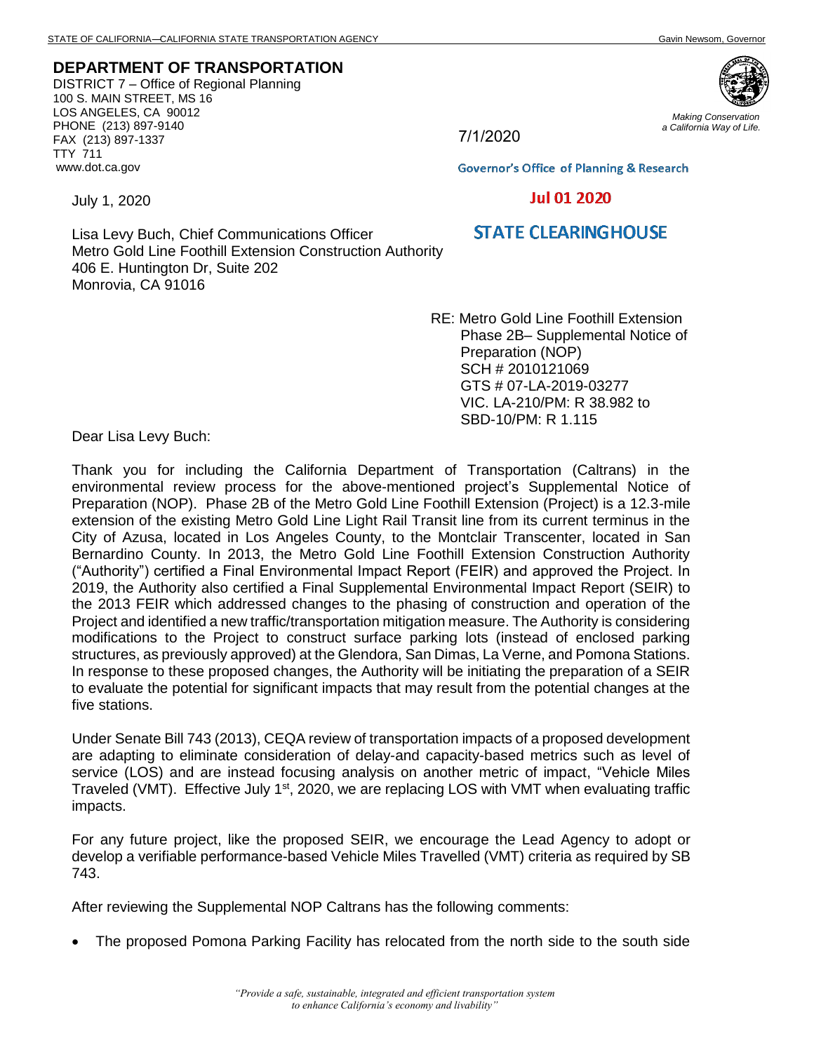STATE OF CALIFORNIA—CALIFORNIA STATE TRANSPORTATION AGENCY Gavin Newsom, Governor

**DEPARTMENT OF TRANSPORTATION**
DISTRICT 7 – Office of Regional Planning
100 S. MAIN STREET, MS 16
LOS ANGELES, CA 90012
PHONE (213) 897-9140
FAX (213) 897-1337
TTY 711
www.dot.ca.gov

*Making Conservation a California Way of Life.*

7/1/2020

Governor's Office of Planning & Research

Jul 01 2020

STATE CLEARINGHOUSE

July 1, 2020

Lisa Levy Buch, Chief Communications Officer
Metro Gold Line Foothill Extension Construction Authority
406 E. Huntington Dr, Suite 202
Monrovia, CA 91016

RE: Metro Gold Line Foothill Extension
Phase 2B– Supplemental Notice of Preparation (NOP)
SCH # 2010121069
GTS # 07-LA-2019-03277
VIC. LA-210/PM: R 38.982 to
SBD-10/PM: R 1.115

Dear Lisa Levy Buch:

Thank you for including the California Department of Transportation (Caltrans) in the environmental review process for the above-mentioned project's Supplemental Notice of Preparation (NOP). Phase 2B of the Metro Gold Line Foothill Extension (Project) is a 12.3-mile extension of the existing Metro Gold Line Light Rail Transit line from its current terminus in the City of Azusa, located in Los Angeles County, to the Montclair Transcenter, located in San Bernardino County. In 2013, the Metro Gold Line Foothill Extension Construction Authority ("Authority") certified a Final Environmental Impact Report (FEIR) and approved the Project. In 2019, the Authority also certified a Final Supplemental Environmental Impact Report (SEIR) to the 2013 FEIR which addressed changes to the phasing of construction and operation of the Project and identified a new traffic/transportation mitigation measure. The Authority is considering modifications to the Project to construct surface parking lots (instead of enclosed parking structures, as previously approved) at the Glendora, San Dimas, La Verne, and Pomona Stations. In response to these proposed changes, the Authority will be initiating the preparation of a SEIR to evaluate the potential for significant impacts that may result from the potential changes at the five stations.

Under Senate Bill 743 (2013), CEQA review of transportation impacts of a proposed development are adapting to eliminate consideration of delay-and capacity-based metrics such as level of service (LOS) and are instead focusing analysis on another metric of impact, "Vehicle Miles Traveled (VMT). Effective July 1st, 2020, we are replacing LOS with VMT when evaluating traffic impacts.

For any future project, like the proposed SEIR, we encourage the Lead Agency to adopt or develop a verifiable performance-based Vehicle Miles Travelled (VMT) criteria as required by SB 743.

After reviewing the Supplemental NOP Caltrans has the following comments:

- The proposed Pomona Parking Facility has relocated from the north side to the south side

*"Provide a safe, sustainable, integrated and efficient transportation system to enhance California's economy and livability"*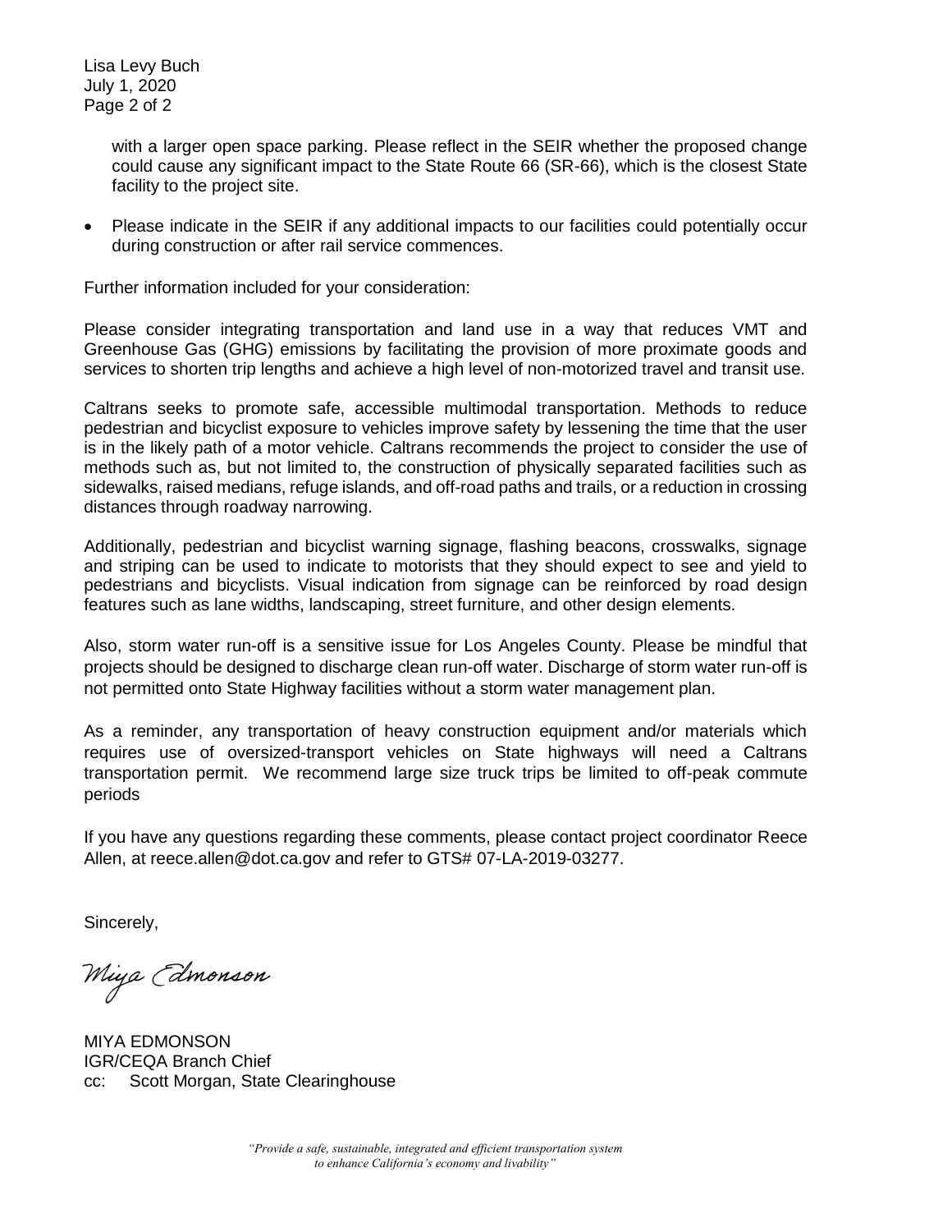with a larger open space parking. Please reflect in the SEIR whether the proposed change could cause any significant impact to the State Route 66 (SR-66), which is the closest State facility to the project site.

- Please indicate in the SEIR if any additional impacts to our facilities could potentially occur during construction or after rail service commences.

Further information included for your consideration:

Please consider integrating transportation and land use in a way that reduces VMT and Greenhouse Gas (GHG) emissions by facilitating the provision of more proximate goods and services to shorten trip lengths and achieve a high level of non-motorized travel and transit use.

Caltrans seeks to promote safe, accessible multimodal transportation. Methods to reduce pedestrian and bicyclist exposure to vehicles improve safety by lessening the time that the user is in the likely path of a motor vehicle. Caltrans recommends the project to consider the use of methods such as, but not limited to, the construction of physically separated facilities such as sidewalks, raised medians, refuge islands, and off-road paths and trails, or a reduction in crossing distances through roadway narrowing.

Additionally, pedestrian and bicyclist warning signage, flashing beacons, crosswalks, signage and striping can be used to indicate to motorists that they should expect to see and yield to pedestrians and bicyclists. Visual indication from signage can be reinforced by road design features such as lane widths, landscaping, street furniture, and other design elements.

Also, storm water run-off is a sensitive issue for Los Angeles County. Please be mindful that projects should be designed to discharge clean run-off water. Discharge of storm water run-off is not permitted onto State Highway facilities without a storm water management plan.

As a reminder, any transportation of heavy construction equipment and/or materials which requires use of oversized-transport vehicles on State highways will need a Caltrans transportation permit. We recommend large size truck trips be limited to off-peak commute periods

If you have any questions regarding these comments, please contact project coordinator Reece Allen, at reece.allen@dot.ca.gov and refer to GTS# 07-LA-2019-03277.

Sincerely,

*Miya Edmonson*

MIYA EDMONSON
IGR/CEQA Branch Chief
cc: Scott Morgan, State Clearinghouse

*"Provide a safe, sustainable, integrated and efficient transportation system to enhance California's economy and livability"*